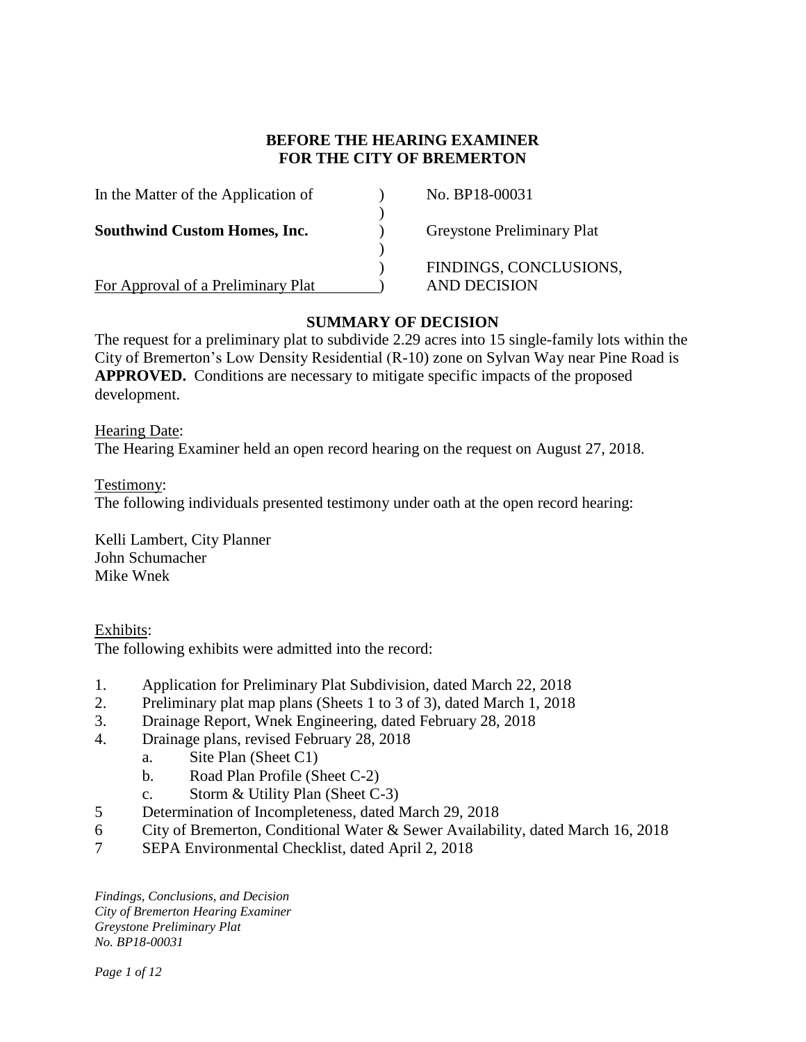**BEFORE THE HEARING EXAMINER**
**FOR THE CITY OF BREMERTON**

| | | |
|---|---|---|
| In the Matter of the Application of | ) | No. BP18-00031 |
| | ) | |
| **Southwind Custom Homes, Inc.** | ) | Greystone Preliminary Plat |
| | ) | |
| | ) | FINDINGS, CONCLUSIONS, |
| For Approval of a Preliminary Plat | ) | AND DECISION |

## SUMMARY OF DECISION

The request for a preliminary plat to subdivide 2.29 acres into 15 single-family lots within the City of Bremerton's Low Density Residential (R-10) zone on Sylvan Way near Pine Road is **APPROVED.** Conditions are necessary to mitigate specific impacts of the proposed development.

Hearing Date:
The Hearing Examiner held an open record hearing on the request on August 27, 2018.

Testimony:
The following individuals presented testimony under oath at the open record hearing:

Kelli Lambert, City Planner
John Schumacher
Mike Wnek

Exhibits:
The following exhibits were admitted into the record:

1. Application for Preliminary Plat Subdivision, dated March 22, 2018
2. Preliminary plat map plans (Sheets 1 to 3 of 3), dated March 1, 2018
3. Drainage Report, Wnek Engineering, dated February 28, 2018
4. Drainage plans, revised February 28, 2018
   a. Site Plan (Sheet C1)
   b. Road Plan Profile (Sheet C-2)
   c. Storm & Utility Plan (Sheet C-3)
5. Determination of Incompleteness, dated March 29, 2018
6. City of Bremerton, Conditional Water & Sewer Availability, dated March 16, 2018
7. SEPA Environmental Checklist, dated April 2, 2018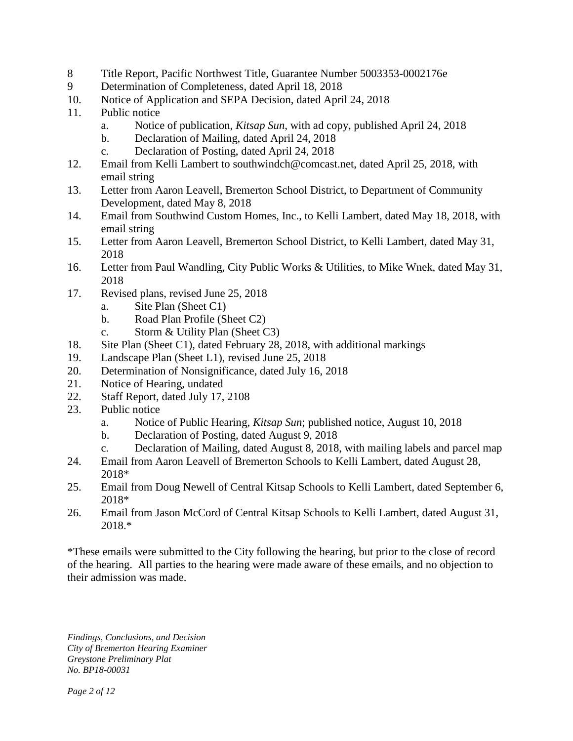8 Title Report, Pacific Northwest Title, Guarantee Number 5003353-0002176e
9 Determination of Completeness, dated April 18, 2018
10. Notice of Application and SEPA Decision, dated April 24, 2018
11. Public notice
    a. Notice of publication, *Kitsap Sun,* with ad copy, published April 24, 2018
    b. Declaration of Mailing, dated April 24, 2018
    c. Declaration of Posting, dated April 24, 2018
12. Email from Kelli Lambert to southwindch@comcast.net, dated April 25, 2018, with email string
13. Letter from Aaron Leavell, Bremerton School District, to Department of Community Development, dated May 8, 2018
14. Email from Southwind Custom Homes, Inc., to Kelli Lambert, dated May 18, 2018, with email string
15. Letter from Aaron Leavell, Bremerton School District, to Kelli Lambert, dated May 31, 2018
16. Letter from Paul Wandling, City Public Works & Utilities, to Mike Wnek, dated May 31, 2018
17. Revised plans, revised June 25, 2018
    a. Site Plan (Sheet C1)
    b. Road Plan Profile (Sheet C2)
    c. Storm & Utility Plan (Sheet C3)
18. Site Plan (Sheet C1), dated February 28, 2018, with additional markings
19. Landscape Plan (Sheet L1), revised June 25, 2018
20. Determination of Nonsignificance, dated July 16, 2018
21. Notice of Hearing, undated
22. Staff Report, dated July 17, 2108
23. Public notice
    a. Notice of Public Hearing, *Kitsap Sun*; published notice, August 10, 2018
    b. Declaration of Posting, dated August 9, 2018
    c. Declaration of Mailing, dated August 8, 2018, with mailing labels and parcel map
24. Email from Aaron Leavell of Bremerton Schools to Kelli Lambert, dated August 28, 2018*
25. Email from Doug Newell of Central Kitsap Schools to Kelli Lambert, dated September 6, 2018*
26. Email from Jason McCord of Central Kitsap Schools to Kelli Lambert, dated August 31, 2018.*

*These emails were submitted to the City following the hearing, but prior to the close of record of the hearing. All parties to the hearing were made aware of these emails, and no objection to their admission was made.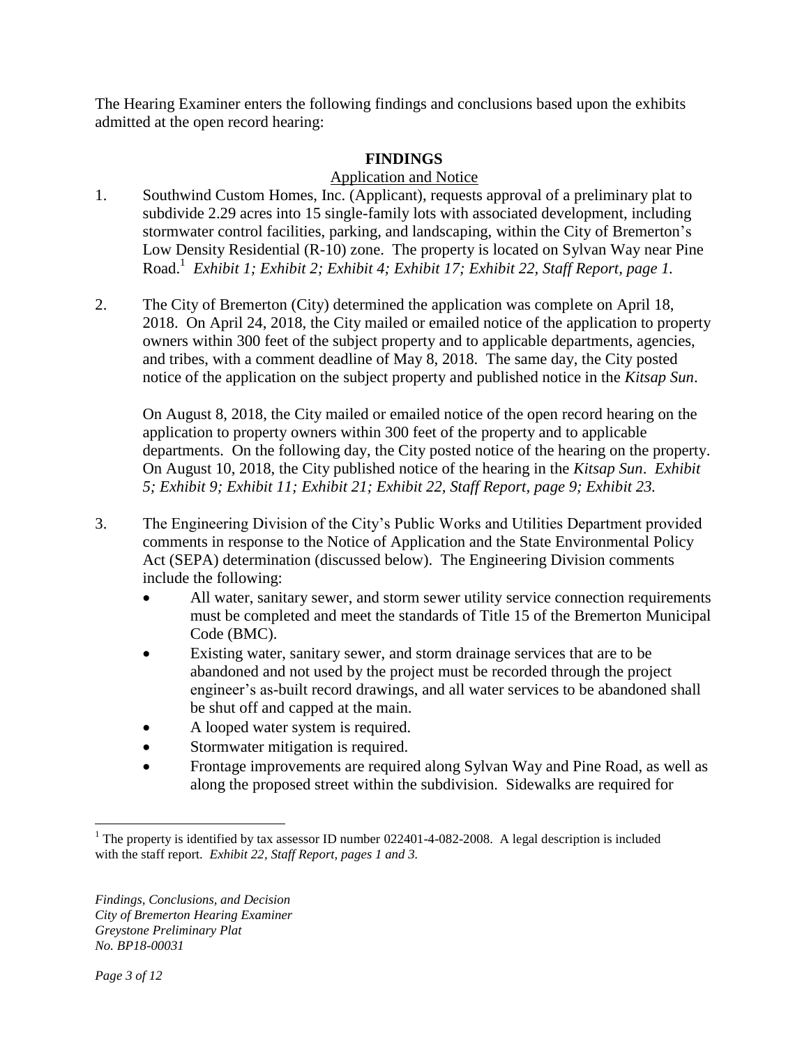The Hearing Examiner enters the following findings and conclusions based upon the exhibits admitted at the open record hearing:

## FINDINGS

### Application and Notice

1. Southwind Custom Homes, Inc. (Applicant), requests approval of a preliminary plat to subdivide 2.29 acres into 15 single-family lots with associated development, including stormwater control facilities, parking, and landscaping, within the City of Bremerton's Low Density Residential (R-10) zone. The property is located on Sylvan Way near Pine Road.[1] *Exhibit 1; Exhibit 2; Exhibit 4; Exhibit 17; Exhibit 22, Staff Report, page 1.*

2. The City of Bremerton (City) determined the application was complete on April 18, 2018. On April 24, 2018, the City mailed or emailed notice of the application to property owners within 300 feet of the subject property and to applicable departments, agencies, and tribes, with a comment deadline of May 8, 2018. The same day, the City posted notice of the application on the subject property and published notice in the *Kitsap Sun*.

   On August 8, 2018, the City mailed or emailed notice of the open record hearing on the application to property owners within 300 feet of the property and to applicable departments. On the following day, the City posted notice of the hearing on the property. On August 10, 2018, the City published notice of the hearing in the *Kitsap Sun*. *Exhibit 5; Exhibit 9; Exhibit 11; Exhibit 21; Exhibit 22, Staff Report, page 9; Exhibit 23.*

3. The Engineering Division of the City's Public Works and Utilities Department provided comments in response to the Notice of Application and the State Environmental Policy Act (SEPA) determination (discussed below). The Engineering Division comments include the following:
   - All water, sanitary sewer, and storm sewer utility service connection requirements must be completed and meet the standards of Title 15 of the Bremerton Municipal Code (BMC).
   - Existing water, sanitary sewer, and storm drainage services that are to be abandoned and not used by the project must be recorded through the project engineer's as-built record drawings, and all water services to be abandoned shall be shut off and capped at the main.
   - A looped water system is required.
   - Stormwater mitigation is required.
   - Frontage improvements are required along Sylvan Way and Pine Road, as well as along the proposed street within the subdivision. Sidewalks are required for

[1] The property is identified by tax assessor ID number 022401-4-082-2008. A legal description is included with the staff report. *Exhibit 22, Staff Report, pages 1 and 3.*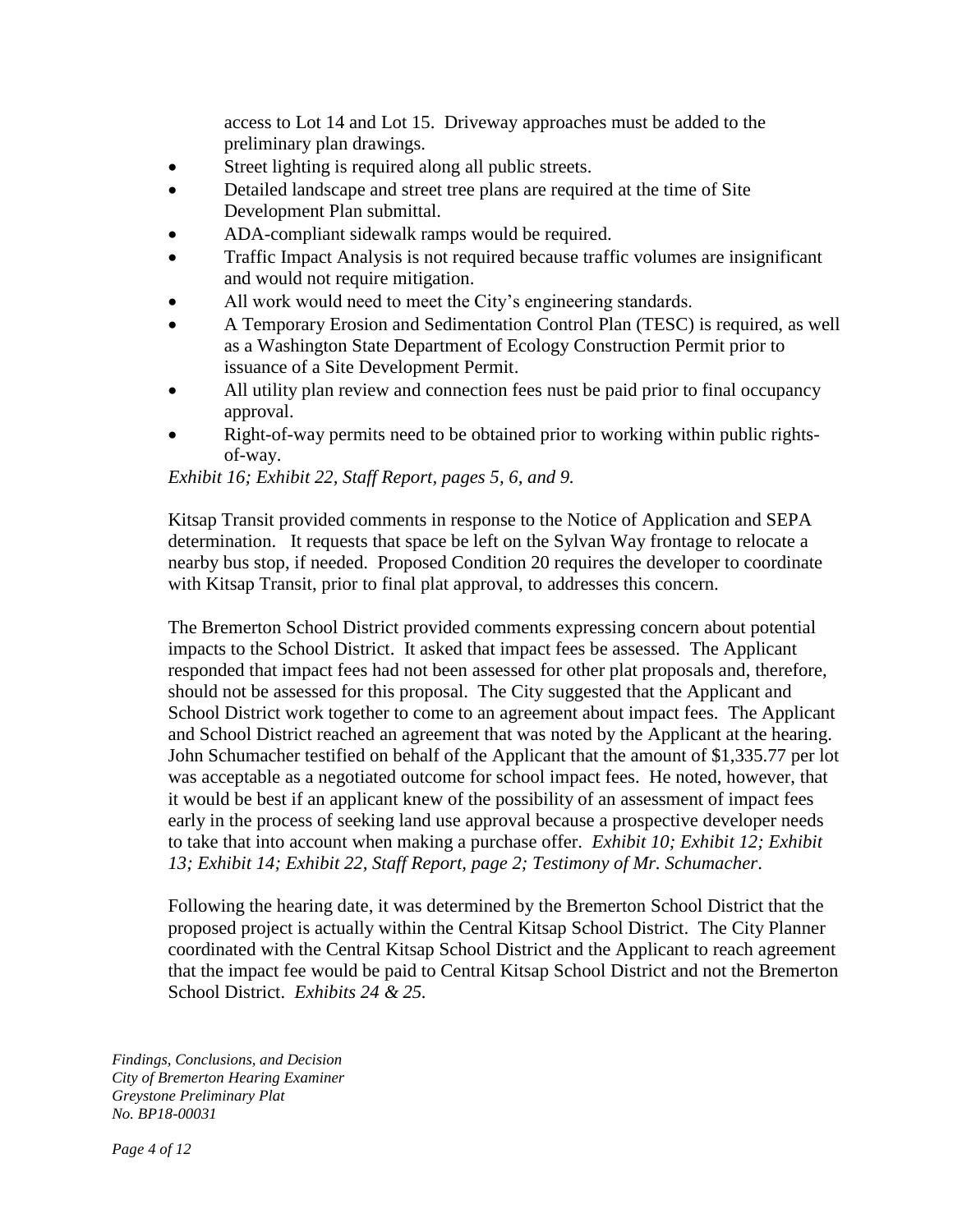access to Lot 14 and Lot 15. Driveway approaches must be added to the preliminary plan drawings.

- Street lighting is required along all public streets.
- Detailed landscape and street tree plans are required at the time of Site Development Plan submittal.
- ADA-compliant sidewalk ramps would be required.
- Traffic Impact Analysis is not required because traffic volumes are insignificant and would not require mitigation.
- All work would need to meet the City's engineering standards.
- A Temporary Erosion and Sedimentation Control Plan (TESC) is required, as well as a Washington State Department of Ecology Construction Permit prior to issuance of a Site Development Permit.
- All utility plan review and connection fees nust be paid prior to final occupancy approval.
- Right-of-way permits need to be obtained prior to working within public rights-of-way.

*Exhibit 16; Exhibit 22, Staff Report, pages 5, 6, and 9.*

Kitsap Transit provided comments in response to the Notice of Application and SEPA determination. It requests that space be left on the Sylvan Way frontage to relocate a nearby bus stop, if needed. Proposed Condition 20 requires the developer to coordinate with Kitsap Transit, prior to final plat approval, to addresses this concern.

The Bremerton School District provided comments expressing concern about potential impacts to the School District. It asked that impact fees be assessed. The Applicant responded that impact fees had not been assessed for other plat proposals and, therefore, should not be assessed for this proposal. The City suggested that the Applicant and School District work together to come to an agreement about impact fees. The Applicant and School District reached an agreement that was noted by the Applicant at the hearing. John Schumacher testified on behalf of the Applicant that the amount of $1,335.77 per lot was acceptable as a negotiated outcome for school impact fees. He noted, however, that it would be best if an applicant knew of the possibility of an assessment of impact fees early in the process of seeking land use approval because a prospective developer needs to take that into account when making a purchase offer. *Exhibit 10; Exhibit 12; Exhibit 13; Exhibit 14; Exhibit 22, Staff Report, page 2; Testimony of Mr. Schumacher*.

Following the hearing date, it was determined by the Bremerton School District that the proposed project is actually within the Central Kitsap School District. The City Planner coordinated with the Central Kitsap School District and the Applicant to reach agreement that the impact fee would be paid to Central Kitsap School District and not the Bremerton School District. *Exhibits 24 & 25.*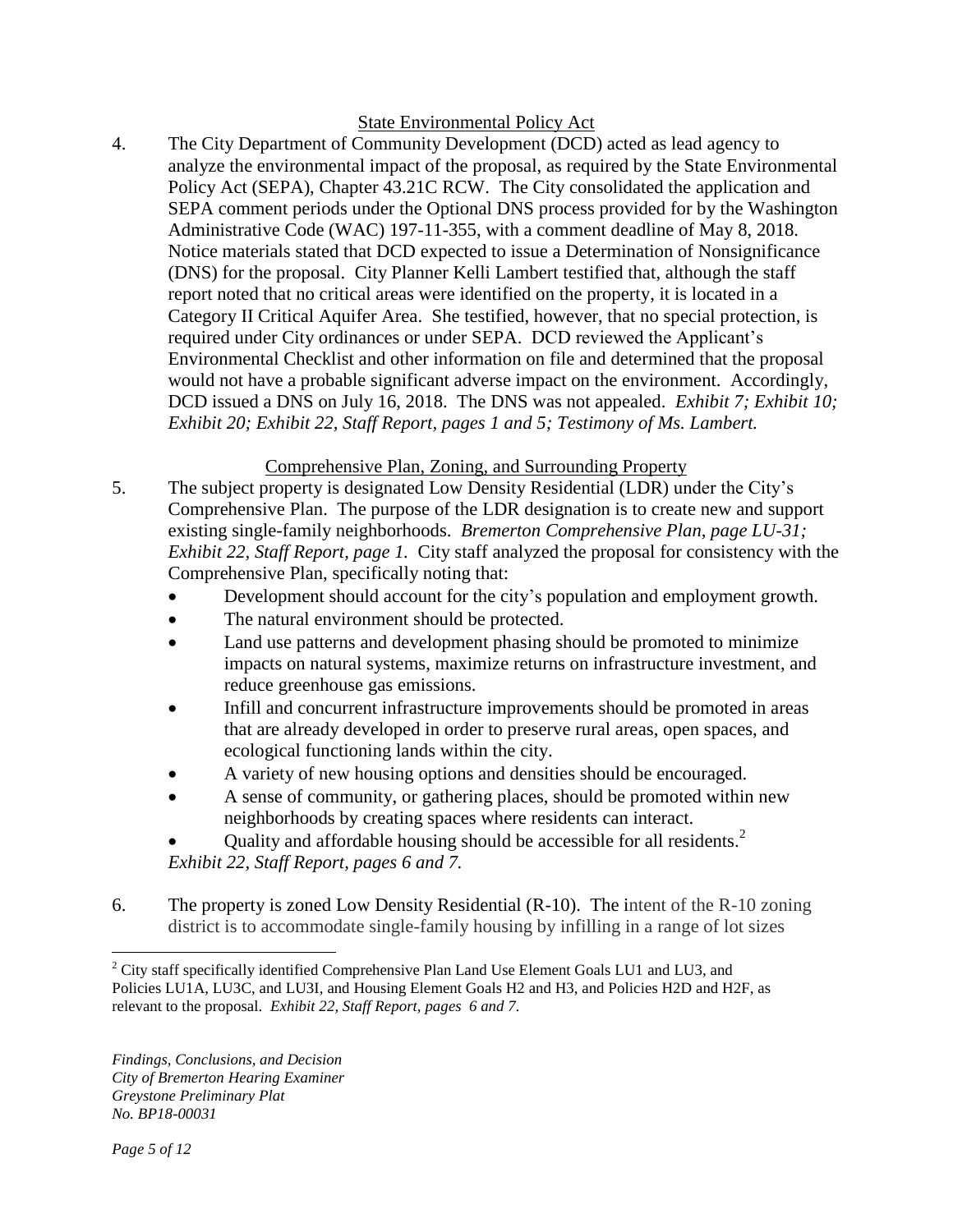State Environmental Policy Act

4. The City Department of Community Development (DCD) acted as lead agency to analyze the environmental impact of the proposal, as required by the State Environmental Policy Act (SEPA), Chapter 43.21C RCW. The City consolidated the application and SEPA comment periods under the Optional DNS process provided for by the Washington Administrative Code (WAC) 197-11-355, with a comment deadline of May 8, 2018. Notice materials stated that DCD expected to issue a Determination of Nonsignificance (DNS) for the proposal. City Planner Kelli Lambert testified that, although the staff report noted that no critical areas were identified on the property, it is located in a Category II Critical Aquifer Area. She testified, however, that no special protection, is required under City ordinances or under SEPA. DCD reviewed the Applicant's Environmental Checklist and other information on file and determined that the proposal would not have a probable significant adverse impact on the environment. Accordingly, DCD issued a DNS on July 16, 2018. The DNS was not appealed. *Exhibit 7; Exhibit 10; Exhibit 20; Exhibit 22, Staff Report, pages 1 and 5; Testimony of Ms. Lambert.*

Comprehensive Plan, Zoning, and Surrounding Property

5. The subject property is designated Low Density Residential (LDR) under the City's Comprehensive Plan. The purpose of the LDR designation is to create new and support existing single-family neighborhoods. *Bremerton Comprehensive Plan, page LU-31; Exhibit 22, Staff Report, page 1.* City staff analyzed the proposal for consistency with the Comprehensive Plan, specifically noting that:
   - Development should account for the city's population and employment growth.
   - The natural environment should be protected.
   - Land use patterns and development phasing should be promoted to minimize impacts on natural systems, maximize returns on infrastructure investment, and reduce greenhouse gas emissions.
   - Infill and concurrent infrastructure improvements should be promoted in areas that are already developed in order to preserve rural areas, open spaces, and ecological functioning lands within the city.
   - A variety of new housing options and densities should be encouraged.
   - A sense of community, or gathering places, should be promoted within new neighborhoods by creating spaces where residents can interact.
   - Quality and affordable housing should be accessible for all residents.[2]

   *Exhibit 22, Staff Report, pages 6 and 7.*

6. The property is zoned Low Density Residential (R-10). The intent of the R-10 zoning district is to accommodate single-family housing by infilling in a range of lot sizes

[2] City staff specifically identified Comprehensive Plan Land Use Element Goals LU1 and LU3, and Policies LU1A, LU3C, and LU3I, and Housing Element Goals H2 and H3, and Policies H2D and H2F, as relevant to the proposal. *Exhibit 22, Staff Report, pages 6 and 7.*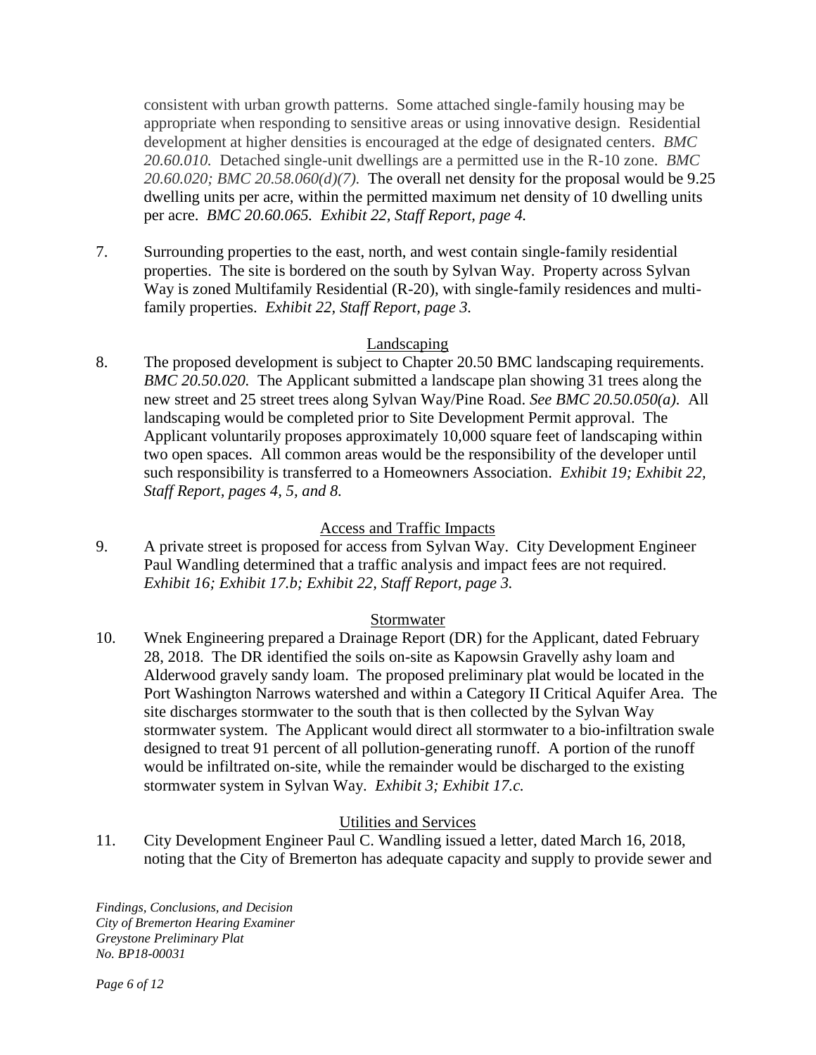consistent with urban growth patterns. Some attached single-family housing may be appropriate when responding to sensitive areas or using innovative design. Residential development at higher densities is encouraged at the edge of designated centers. *BMC 20.60.010.* Detached single-unit dwellings are a permitted use in the R-10 zone. *BMC 20.60.020; BMC 20.58.060(d)(7).* The overall net density for the proposal would be 9.25 dwelling units per acre, within the permitted maximum net density of 10 dwelling units per acre. *BMC 20.60.065. Exhibit 22, Staff Report, page 4.*

7. Surrounding properties to the east, north, and west contain single-family residential properties. The site is bordered on the south by Sylvan Way. Property across Sylvan Way is zoned Multifamily Residential (R-20), with single-family residences and multi-family properties. *Exhibit 22, Staff Report, page 3.*

<u>Landscaping</u>

8. The proposed development is subject to Chapter 20.50 BMC landscaping requirements. *BMC 20.50.020.* The Applicant submitted a landscape plan showing 31 trees along the new street and 25 street trees along Sylvan Way/Pine Road. *See BMC 20.50.050(a).* All landscaping would be completed prior to Site Development Permit approval. The Applicant voluntarily proposes approximately 10,000 square feet of landscaping within two open spaces. All common areas would be the responsibility of the developer until such responsibility is transferred to a Homeowners Association. *Exhibit 19; Exhibit 22, Staff Report, pages 4, 5, and 8.*

<u>Access and Traffic Impacts</u>

9. A private street is proposed for access from Sylvan Way. City Development Engineer Paul Wandling determined that a traffic analysis and impact fees are not required. *Exhibit 16; Exhibit 17.b; Exhibit 22, Staff Report, page 3.*

<u>Stormwater</u>

10. Wnek Engineering prepared a Drainage Report (DR) for the Applicant, dated February 28, 2018. The DR identified the soils on-site as Kapowsin Gravelly ashy loam and Alderwood gravely sandy loam. The proposed preliminary plat would be located in the Port Washington Narrows watershed and within a Category II Critical Aquifer Area. The site discharges stormwater to the south that is then collected by the Sylvan Way stormwater system. The Applicant would direct all stormwater to a bio-infiltration swale designed to treat 91 percent of all pollution-generating runoff. A portion of the runoff would be infiltrated on-site, while the remainder would be discharged to the existing stormwater system in Sylvan Way. *Exhibit 3; Exhibit 17.c.*

<u>Utilities and Services</u>

11. City Development Engineer Paul C. Wandling issued a letter, dated March 16, 2018, noting that the City of Bremerton has adequate capacity and supply to provide sewer and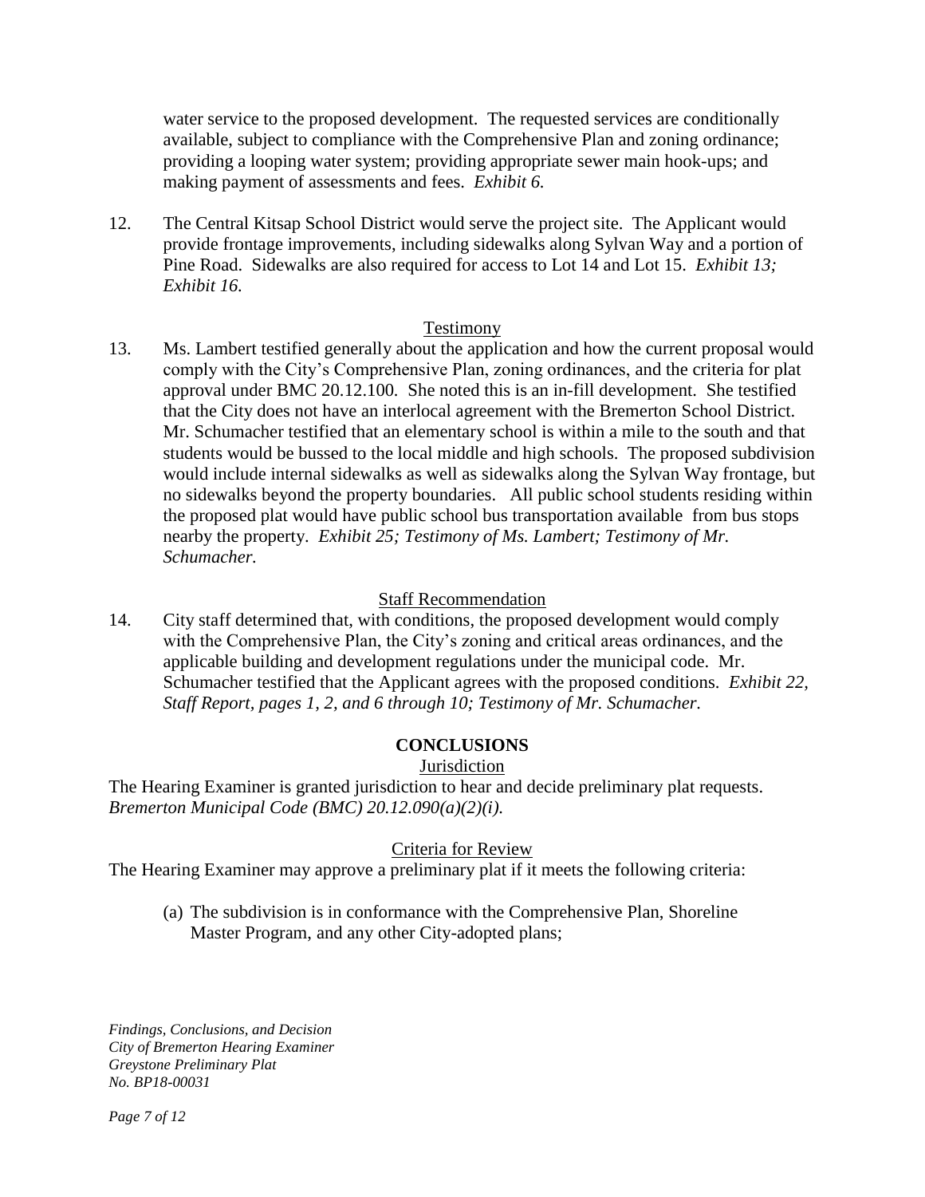water service to the proposed development. The requested services are conditionally available, subject to compliance with the Comprehensive Plan and zoning ordinance; providing a looping water system; providing appropriate sewer main hook-ups; and making payment of assessments and fees. *Exhibit 6.*

12. The Central Kitsap School District would serve the project site. The Applicant would provide frontage improvements, including sidewalks along Sylvan Way and a portion of Pine Road. Sidewalks are also required for access to Lot 14 and Lot 15. *Exhibit 13; Exhibit 16.*

<u>Testimony</u>

13. Ms. Lambert testified generally about the application and how the current proposal would comply with the City's Comprehensive Plan, zoning ordinances, and the criteria for plat approval under BMC 20.12.100. She noted this is an in-fill development. She testified that the City does not have an interlocal agreement with the Bremerton School District. Mr. Schumacher testified that an elementary school is within a mile to the south and that students would be bussed to the local middle and high schools. The proposed subdivision would include internal sidewalks as well as sidewalks along the Sylvan Way frontage, but no sidewalks beyond the property boundaries. All public school students residing within the proposed plat would have public school bus transportation available from bus stops nearby the property. *Exhibit 25; Testimony of Ms. Lambert; Testimony of Mr. Schumacher.*

<u>Staff Recommendation</u>

14. City staff determined that, with conditions, the proposed development would comply with the Comprehensive Plan, the City's zoning and critical areas ordinances, and the applicable building and development regulations under the municipal code. Mr. Schumacher testified that the Applicant agrees with the proposed conditions. *Exhibit 22, Staff Report, pages 1, 2, and 6 through 10; Testimony of Mr. Schumacher.*

## CONCLUSIONS

<u>Jurisdiction</u>

The Hearing Examiner is granted jurisdiction to hear and decide preliminary plat requests. *Bremerton Municipal Code (BMC) 20.12.090(a)(2)(i).*

<u>Criteria for Review</u>

The Hearing Examiner may approve a preliminary plat if it meets the following criteria:

(a) The subdivision is in conformance with the Comprehensive Plan, Shoreline Master Program, and any other City-adopted plans;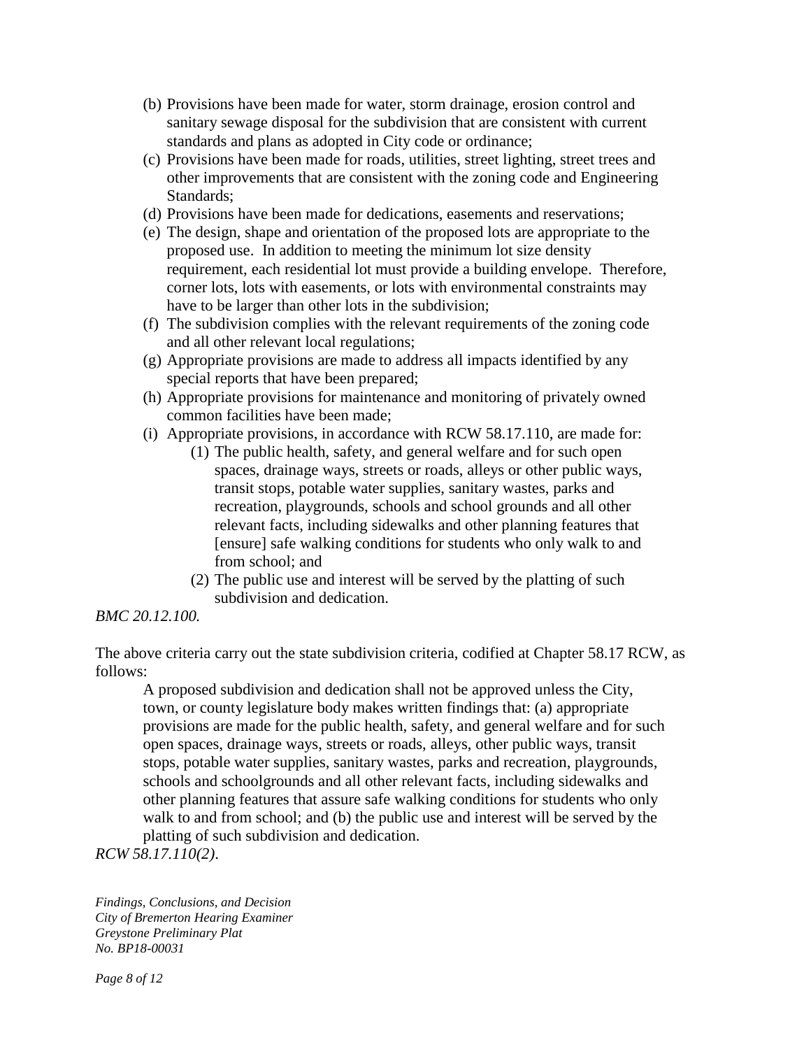(b) Provisions have been made for water, storm drainage, erosion control and sanitary sewage disposal for the subdivision that are consistent with current standards and plans as adopted in City code or ordinance;

(c) Provisions have been made for roads, utilities, street lighting, street trees and other improvements that are consistent with the zoning code and Engineering Standards;

(d) Provisions have been made for dedications, easements and reservations;

(e) The design, shape and orientation of the proposed lots are appropriate to the proposed use. In addition to meeting the minimum lot size density requirement, each residential lot must provide a building envelope. Therefore, corner lots, lots with easements, or lots with environmental constraints may have to be larger than other lots in the subdivision;

(f) The subdivision complies with the relevant requirements of the zoning code and all other relevant local regulations;

(g) Appropriate provisions are made to address all impacts identified by any special reports that have been prepared;

(h) Appropriate provisions for maintenance and monitoring of privately owned common facilities have been made;

(i) Appropriate provisions, in accordance with RCW 58.17.110, are made for:

    (1) The public health, safety, and general welfare and for such open spaces, drainage ways, streets or roads, alleys or other public ways, transit stops, potable water supplies, sanitary wastes, parks and recreation, playgrounds, schools and school grounds and all other relevant facts, including sidewalks and other planning features that [ensure] safe walking conditions for students who only walk to and from school; and

    (2) The public use and interest will be served by the platting of such subdivision and dedication.

*BMC 20.12.100.*

The above criteria carry out the state subdivision criteria, codified at Chapter 58.17 RCW, as follows:

> A proposed subdivision and dedication shall not be approved unless the City, town, or county legislature body makes written findings that: (a) appropriate provisions are made for the public health, safety, and general welfare and for such open spaces, drainage ways, streets or roads, alleys, other public ways, transit stops, potable water supplies, sanitary wastes, parks and recreation, playgrounds, schools and schoolgrounds and all other relevant facts, including sidewalks and other planning features that assure safe walking conditions for students who only walk to and from school; and (b) the public use and interest will be served by the platting of such subdivision and dedication.

*RCW 58.17.110(2).*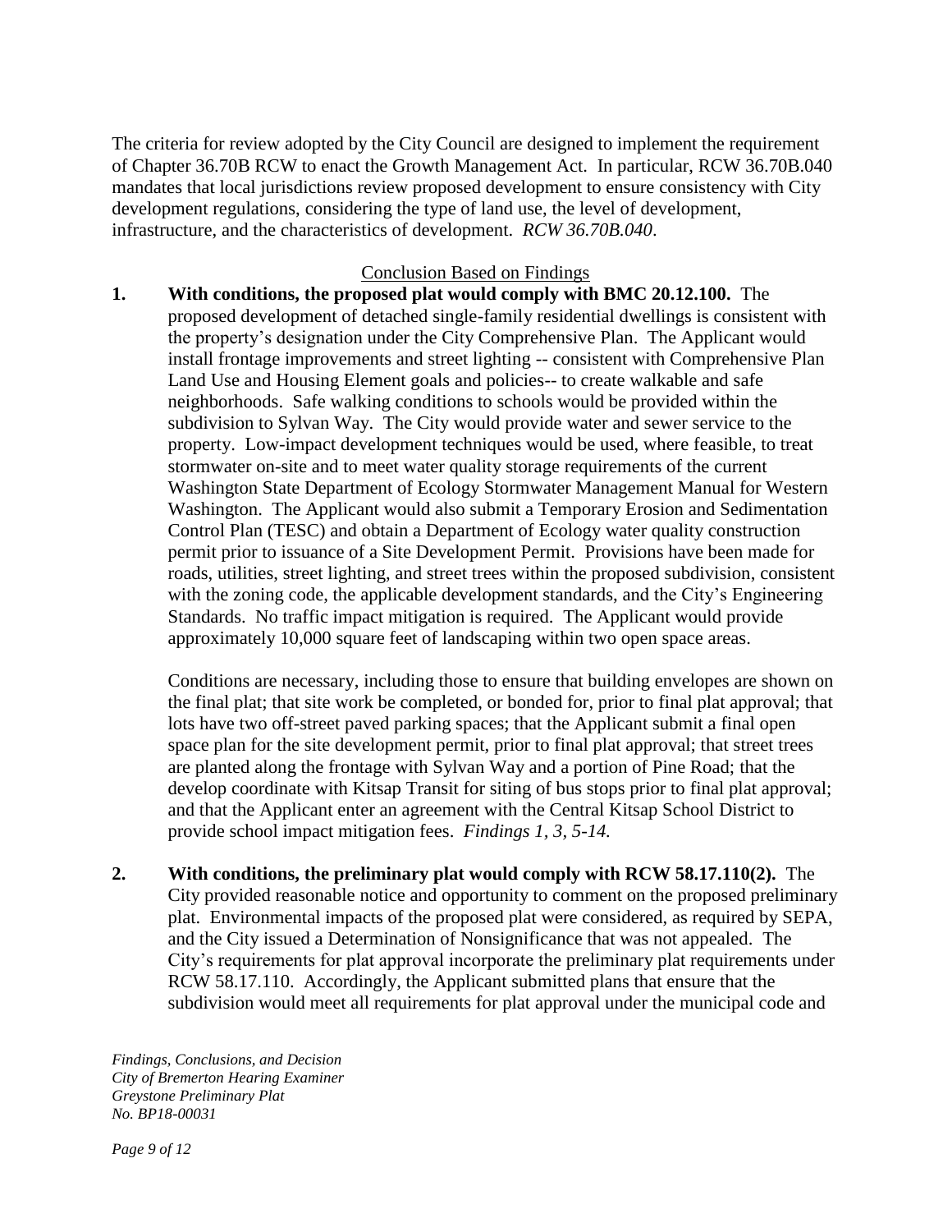The criteria for review adopted by the City Council are designed to implement the requirement of Chapter 36.70B RCW to enact the Growth Management Act. In particular, RCW 36.70B.040 mandates that local jurisdictions review proposed development to ensure consistency with City development regulations, considering the type of land use, the level of development, infrastructure, and the characteristics of development. *RCW 36.70B.040*.

Conclusion Based on Findings

1. **With conditions, the proposed plat would comply with BMC 20.12.100.** The proposed development of detached single-family residential dwellings is consistent with the property's designation under the City Comprehensive Plan. The Applicant would install frontage improvements and street lighting -- consistent with Comprehensive Plan Land Use and Housing Element goals and policies-- to create walkable and safe neighborhoods. Safe walking conditions to schools would be provided within the subdivision to Sylvan Way. The City would provide water and sewer service to the property. Low-impact development techniques would be used, where feasible, to treat stormwater on-site and to meet water quality storage requirements of the current Washington State Department of Ecology Stormwater Management Manual for Western Washington. The Applicant would also submit a Temporary Erosion and Sedimentation Control Plan (TESC) and obtain a Department of Ecology water quality construction permit prior to issuance of a Site Development Permit. Provisions have been made for roads, utilities, street lighting, and street trees within the proposed subdivision, consistent with the zoning code, the applicable development standards, and the City's Engineering Standards. No traffic impact mitigation is required. The Applicant would provide approximately 10,000 square feet of landscaping within two open space areas.

   Conditions are necessary, including those to ensure that building envelopes are shown on the final plat; that site work be completed, or bonded for, prior to final plat approval; that lots have two off-street paved parking spaces; that the Applicant submit a final open space plan for the site development permit, prior to final plat approval; that street trees are planted along the frontage with Sylvan Way and a portion of Pine Road; that the develop coordinate with Kitsap Transit for siting of bus stops prior to final plat approval; and that the Applicant enter an agreement with the Central Kitsap School District to provide school impact mitigation fees. *Findings 1, 3, 5-14.*

2. **With conditions, the preliminary plat would comply with RCW 58.17.110(2).** The City provided reasonable notice and opportunity to comment on the proposed preliminary plat. Environmental impacts of the proposed plat were considered, as required by SEPA, and the City issued a Determination of Nonsignificance that was not appealed. The City's requirements for plat approval incorporate the preliminary plat requirements under RCW 58.17.110. Accordingly, the Applicant submitted plans that ensure that the subdivision would meet all requirements for plat approval under the municipal code and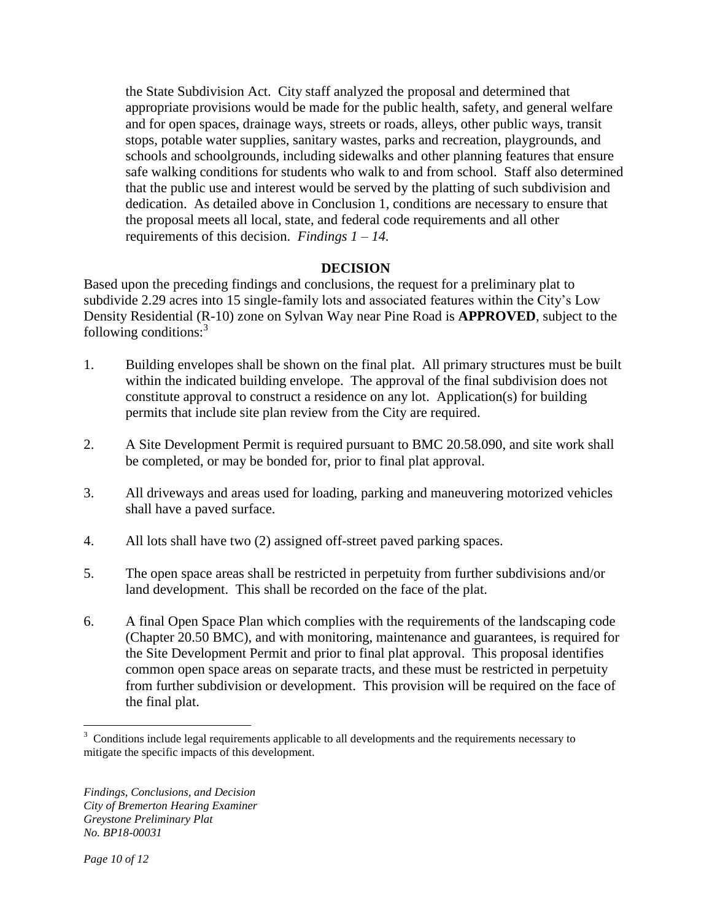the State Subdivision Act. City staff analyzed the proposal and determined that appropriate provisions would be made for the public health, safety, and general welfare and for open spaces, drainage ways, streets or roads, alleys, other public ways, transit stops, potable water supplies, sanitary wastes, parks and recreation, playgrounds, and schools and schoolgrounds, including sidewalks and other planning features that ensure safe walking conditions for students who walk to and from school. Staff also determined that the public use and interest would be served by the platting of such subdivision and dedication. As detailed above in Conclusion 1, conditions are necessary to ensure that the proposal meets all local, state, and federal code requirements and all other requirements of this decision. *Findings 1 – 14.*

## DECISION

Based upon the preceding findings and conclusions, the request for a preliminary plat to subdivide 2.29 acres into 15 single-family lots and associated features within the City's Low Density Residential (R-10) zone on Sylvan Way near Pine Road is **APPROVED**, subject to the following conditions:[3]

1. Building envelopes shall be shown on the final plat. All primary structures must be built within the indicated building envelope. The approval of the final subdivision does not constitute approval to construct a residence on any lot. Application(s) for building permits that include site plan review from the City are required.

2. A Site Development Permit is required pursuant to BMC 20.58.090, and site work shall be completed, or may be bonded for, prior to final plat approval.

3. All driveways and areas used for loading, parking and maneuvering motorized vehicles shall have a paved surface.

4. All lots shall have two (2) assigned off-street paved parking spaces.

5. The open space areas shall be restricted in perpetuity from further subdivisions and/or land development. This shall be recorded on the face of the plat.

6. A final Open Space Plan which complies with the requirements of the landscaping code (Chapter 20.50 BMC), and with monitoring, maintenance and guarantees, is required for the Site Development Permit and prior to final plat approval. This proposal identifies common open space areas on separate tracts, and these must be restricted in perpetuity from further subdivision or development. This provision will be required on the face of the final plat.

[3] Conditions include legal requirements applicable to all developments and the requirements necessary to mitigate the specific impacts of this development.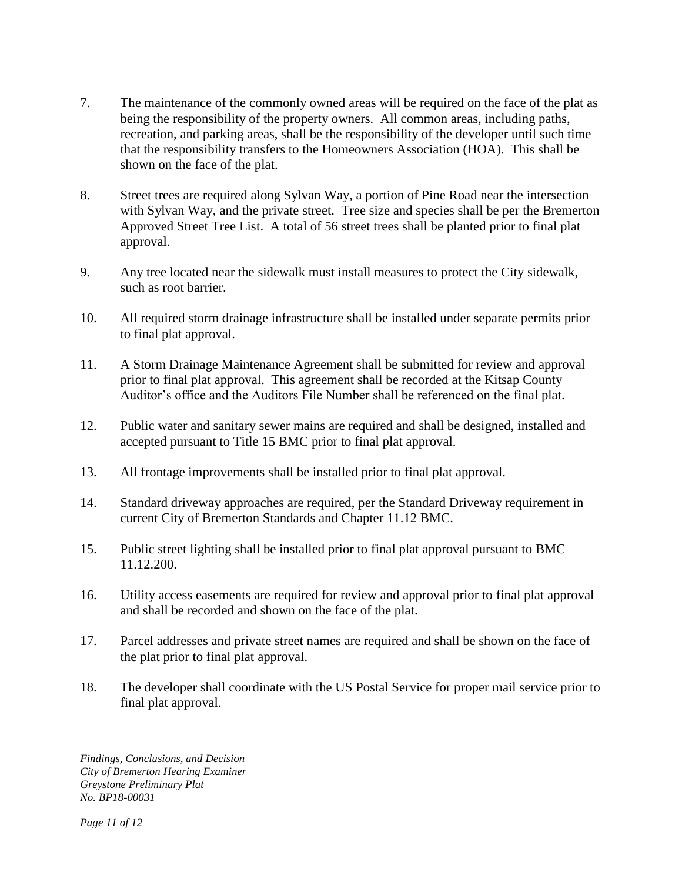7. The maintenance of the commonly owned areas will be required on the face of the plat as being the responsibility of the property owners. All common areas, including paths, recreation, and parking areas, shall be the responsibility of the developer until such time that the responsibility transfers to the Homeowners Association (HOA). This shall be shown on the face of the plat.

8. Street trees are required along Sylvan Way, a portion of Pine Road near the intersection with Sylvan Way, and the private street. Tree size and species shall be per the Bremerton Approved Street Tree List. A total of 56 street trees shall be planted prior to final plat approval.

9. Any tree located near the sidewalk must install measures to protect the City sidewalk, such as root barrier.

10. All required storm drainage infrastructure shall be installed under separate permits prior to final plat approval.

11. A Storm Drainage Maintenance Agreement shall be submitted for review and approval prior to final plat approval. This agreement shall be recorded at the Kitsap County Auditor's office and the Auditors File Number shall be referenced on the final plat.

12. Public water and sanitary sewer mains are required and shall be designed, installed and accepted pursuant to Title 15 BMC prior to final plat approval.

13. All frontage improvements shall be installed prior to final plat approval.

14. Standard driveway approaches are required, per the Standard Driveway requirement in current City of Bremerton Standards and Chapter 11.12 BMC.

15. Public street lighting shall be installed prior to final plat approval pursuant to BMC 11.12.200.

16. Utility access easements are required for review and approval prior to final plat approval and shall be recorded and shown on the face of the plat.

17. Parcel addresses and private street names are required and shall be shown on the face of the plat prior to final plat approval.

18. The developer shall coordinate with the US Postal Service for proper mail service prior to final plat approval.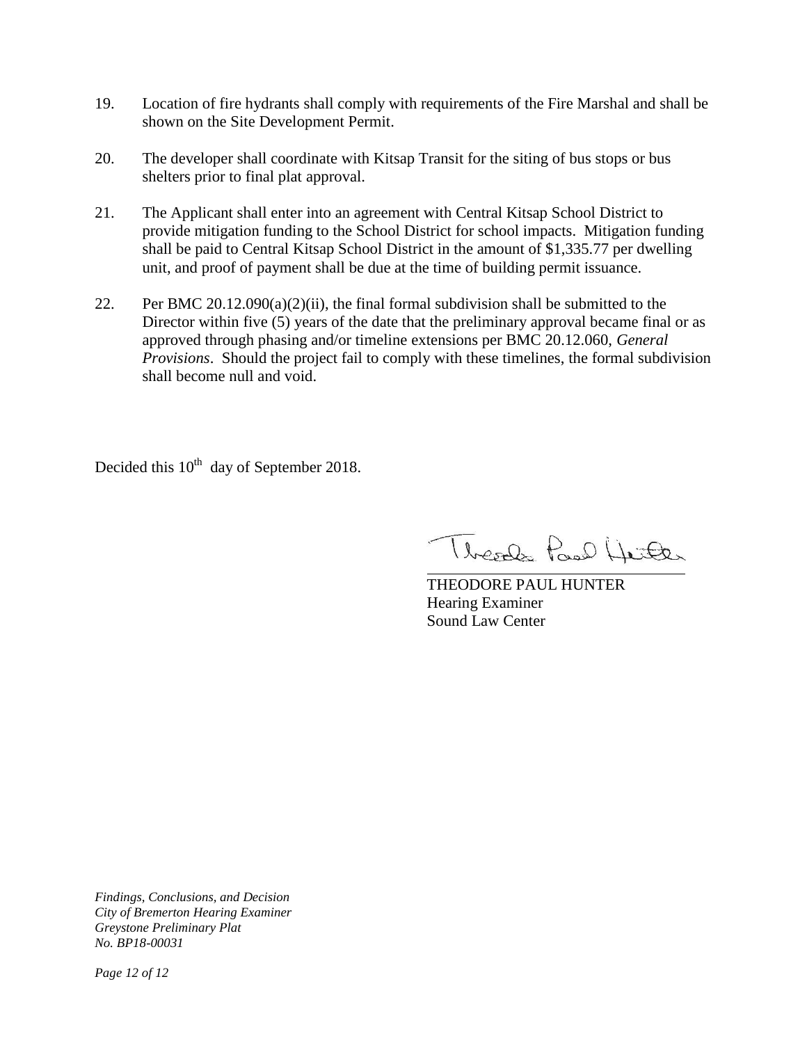19. Location of fire hydrants shall comply with requirements of the Fire Marshal and shall be shown on the Site Development Permit.

20. The developer shall coordinate with Kitsap Transit for the siting of bus stops or bus shelters prior to final plat approval.

21. The Applicant shall enter into an agreement with Central Kitsap School District to provide mitigation funding to the School District for school impacts. Mitigation funding shall be paid to Central Kitsap School District in the amount of $1,335.77 per dwelling unit, and proof of payment shall be due at the time of building permit issuance.

22. Per BMC 20.12.090(a)(2)(ii), the final formal subdivision shall be submitted to the Director within five (5) years of the date that the preliminary approval became final or as approved through phasing and/or timeline extensions per BMC 20.12.060, *General Provisions*. Should the project fail to comply with these timelines, the formal subdivision shall become null and void.

Decided this 10th day of September 2018.

THEODORE PAUL HUNTER
Hearing Examiner
Sound Law Center

*Findings, Conclusions, and Decision*
*City of Bremerton Hearing Examiner*
*Greystone Preliminary Plat*
*No. BP18-00031*